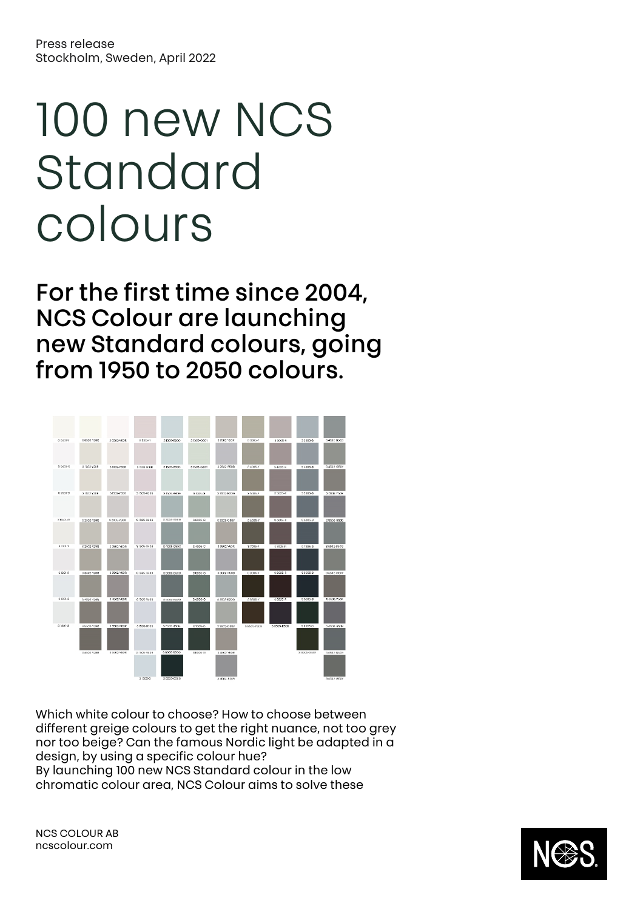Press release
Stockholm, Sweden, April 2022

# 100 new NCS Standard colours

## For the first time since 2004, NCS Colour are launching new Standard colours, going from 1950 to 2050 colours.

Which white colour to choose? How to choose between different greige colours to get the right nuance, not too grey nor too beige? Can the famous Nordic light be adapted in a design, by using a specific colour hue?
By launching 100 new NCS Standard colour in the low chromatic colour area, NCS Colour aims to solve these

NCS COLOUR AB
ncscolour.com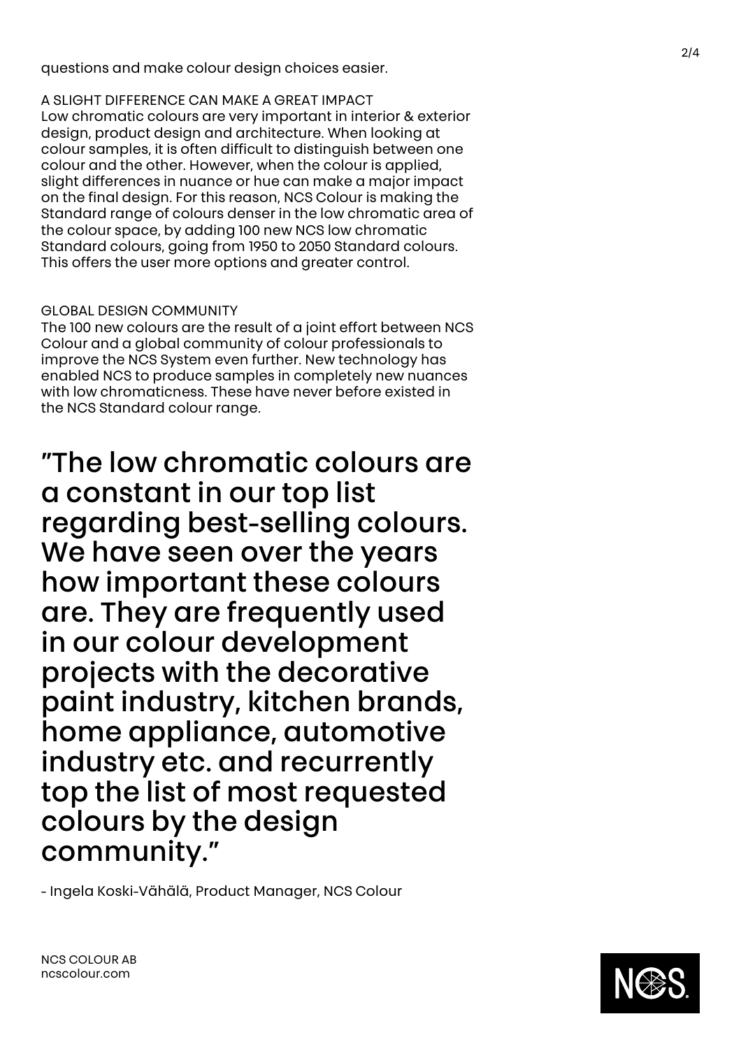questions and make colour design choices easier.

## A SLIGHT DIFFERENCE CAN MAKE A GREAT IMPACT

Low chromatic colours are very important in interior & exterior design, product design and architecture. When looking at colour samples, it is often difficult to distinguish between one colour and the other. However, when the colour is applied, slight differences in nuance or hue can make a major impact on the final design. For this reason, NCS Colour is making the Standard range of colours denser in the low chromatic area of the colour space, by adding 100 new NCS low chromatic Standard colours, going from 1950 to 2050 Standard colours. This offers the user more options and greater control.

## GLOBAL DESIGN COMMUNITY

The 100 new colours are the result of a joint effort between NCS Colour and a global community of colour professionals to improve the NCS System even further. New technology has enabled NCS to produce samples in completely new nuances with low chromaticness. These have never before existed in the NCS Standard colour range.

> ”The low chromatic colours are a constant in our top list regarding best-selling colours. We have seen over the years how important these colours are. They are frequently used in our colour development projects with the decorative paint industry, kitchen brands, home appliance, automotive industry etc. and recurrently top the list of most requested colours by the design community.”

- Ingela Koski-Vähälä, Product Manager, NCS Colour

NCS COLOUR AB
ncscolour.com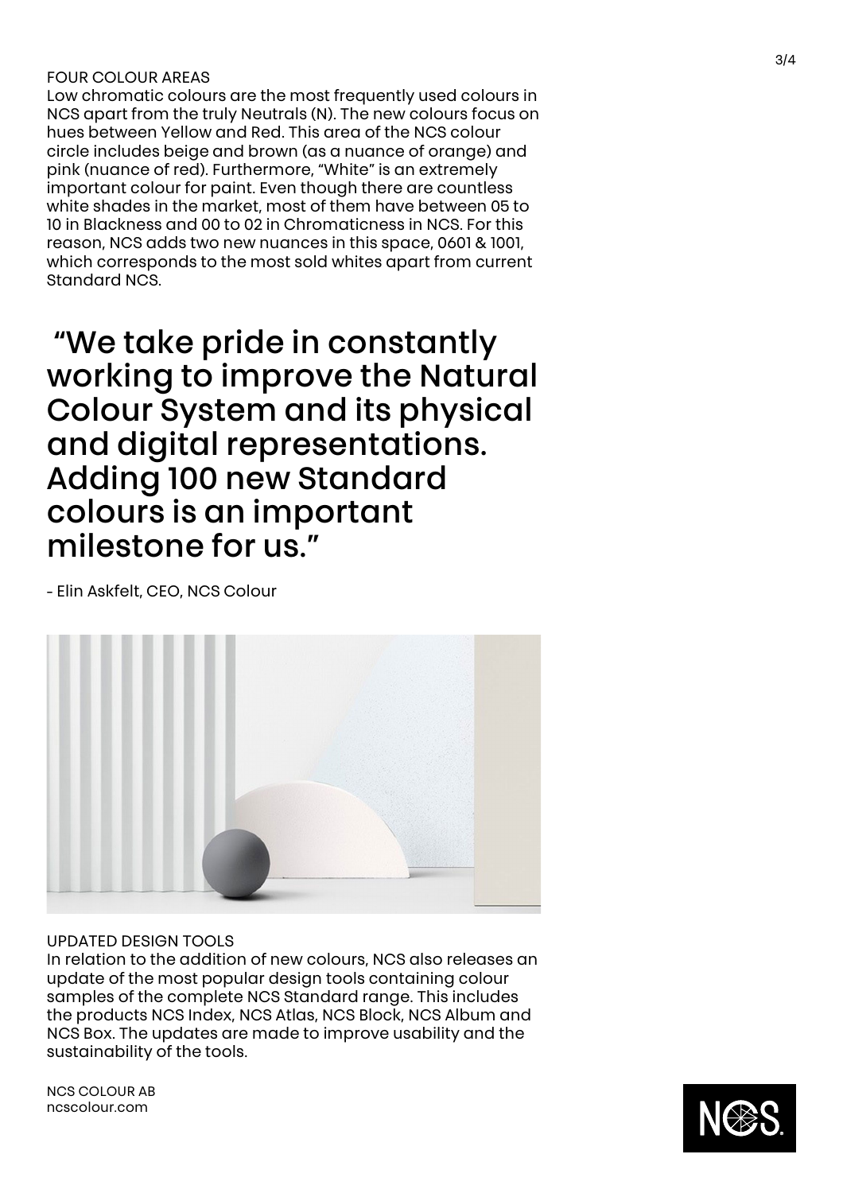## FOUR COLOUR AREAS

Low chromatic colours are the most frequently used colours in NCS apart from the truly Neutrals (N). The new colours focus on hues between Yellow and Red. This area of the NCS colour circle includes beige and brown (as a nuance of orange) and pink (nuance of red). Furthermore, “White” is an extremely important colour for paint. Even though there are countless white shades in the market, most of them have between 05 to 10 in Blackness and 00 to 02 in Chromaticness in NCS. For this reason, NCS adds two new nuances in this space, 0601 & 1001, which corresponds to the most sold whites apart from current Standard NCS.

> “We take pride in constantly working to improve the Natural Colour System and its physical and digital representations. Adding 100 new Standard colours is an important milestone for us.”

- Elin Askfelt, CEO, NCS Colour

## UPDATED DESIGN TOOLS

In relation to the addition of new colours, NCS also releases an update of the most popular design tools containing colour samples of the complete NCS Standard range. This includes the products NCS Index, NCS Atlas, NCS Block, NCS Album and NCS Box. The updates are made to improve usability and the sustainability of the tools.

NCS COLOUR AB
ncscolour.com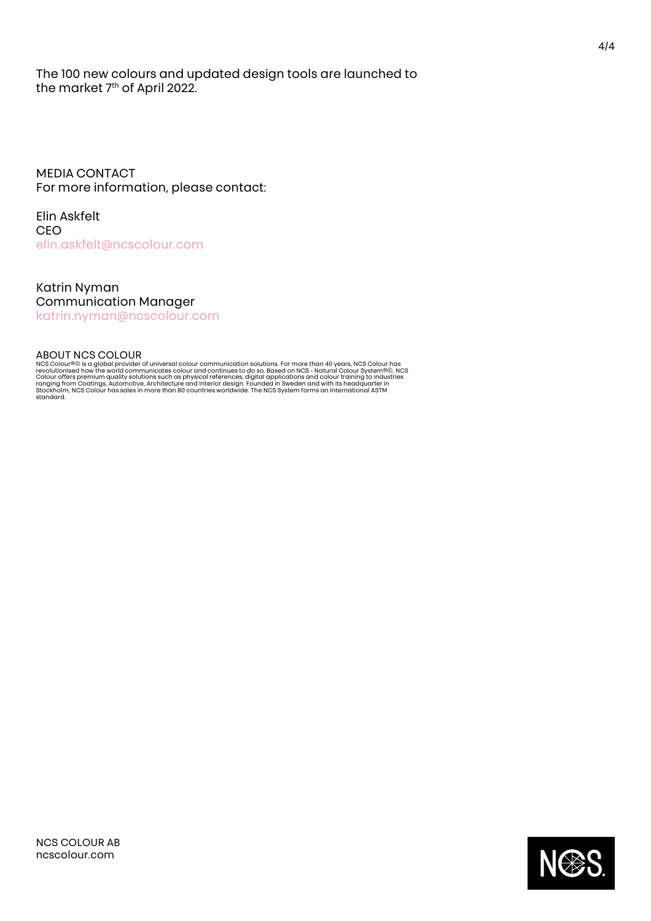The 100 new colours and updated design tools are launched to the market 7th of April 2022.

MEDIA CONTACT
For more information, please contact:

Elin Askfelt
CEO
elin.askfelt@ncscolour.com

Katrin Nyman
Communication Manager
katrin.nyman@ncscolour.com

ABOUT NCS COLOUR
NCS Colour®© is a global provider of universal colour communication solutions. For more than 40 years, NCS Colour has revolutionised how the world communicates colour and continues to do so. Based on NCS - Natural Colour System®©, NCS Colour offers premium quality solutions such as physical references, digital applications and colour training to industries ranging from Coatings, Automotive, Architecture and Interior design. Founded in Sweden and with its headquarter in Stockholm, NCS Colour has sales in more than 80 countries worldwide. The NCS System forms an international ASTM standard.

NCS COLOUR AB
ncscolour.com